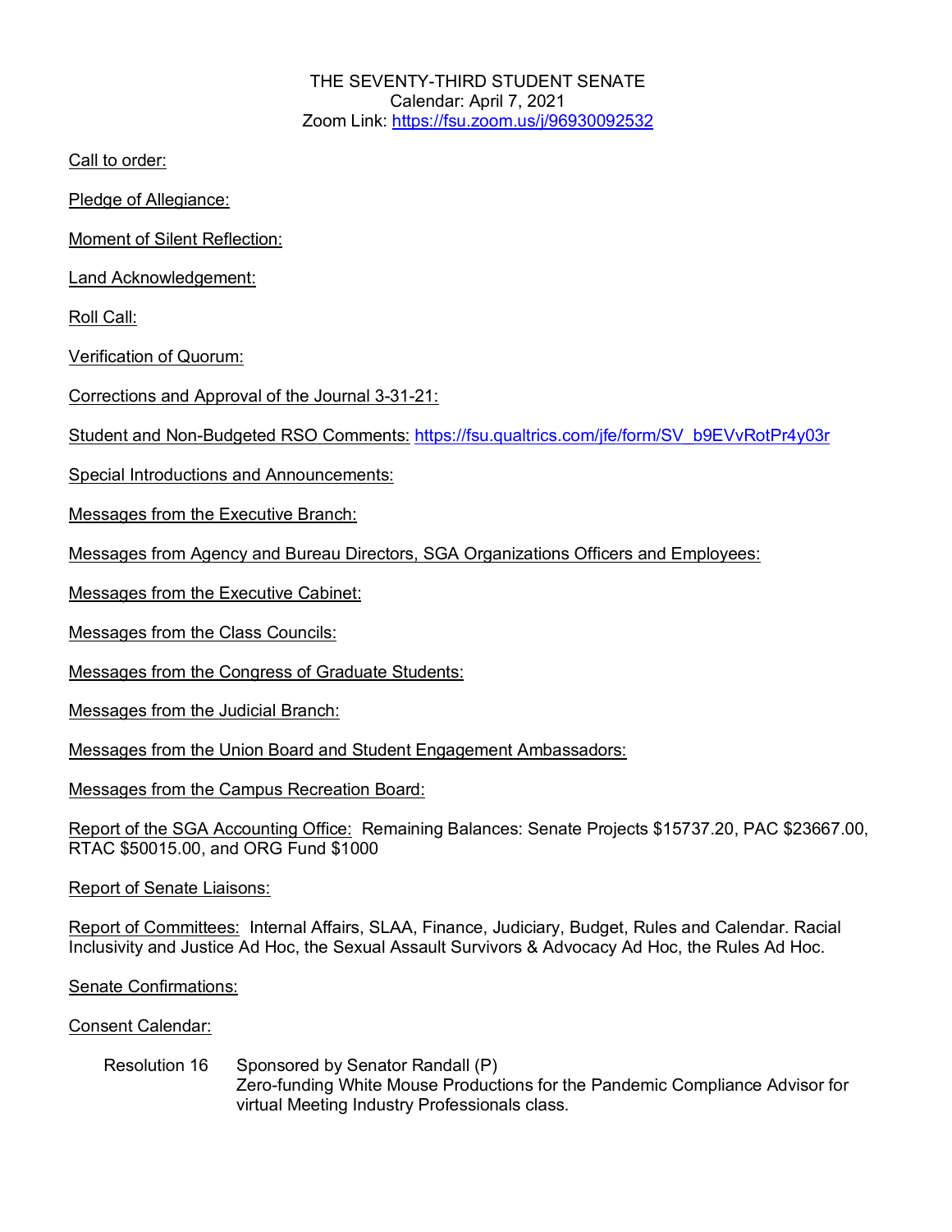THE SEVENTY-THIRD STUDENT SENATE
Calendar: April 7, 2021
Zoom Link: https://fsu.zoom.us/j/96930092532

Call to order:

Pledge of Allegiance:

Moment of Silent Reflection:

Land Acknowledgement:

Roll Call:

Verification of Quorum:

Corrections and Approval of the Journal 3-31-21:

Student and Non-Budgeted RSO Comments: https://fsu.qualtrics.com/jfe/form/SV_b9EVvRotPr4y03r

Special Introductions and Announcements:

Messages from the Executive Branch:

Messages from Agency and Bureau Directors, SGA Organizations Officers and Employees:

Messages from the Executive Cabinet:

Messages from the Class Councils:

Messages from the Congress of Graduate Students:

Messages from the Judicial Branch:

Messages from the Union Board and Student Engagement Ambassadors:

Messages from the Campus Recreation Board:

Report of the SGA Accounting Office: Remaining Balances: Senate Projects $15737.20, PAC $23667.00, RTAC $50015.00, and ORG Fund $1000

Report of Senate Liaisons:

Report of Committees: Internal Affairs, SLAA, Finance, Judiciary, Budget, Rules and Calendar. Racial Inclusivity and Justice Ad Hoc, the Sexual Assault Survivors & Advocacy Ad Hoc, the Rules Ad Hoc.

Senate Confirmations:

Consent Calendar:

Resolution 16 Sponsored by Senator Randall (P)
Zero-funding White Mouse Productions for the Pandemic Compliance Advisor for virtual Meeting Industry Professionals class.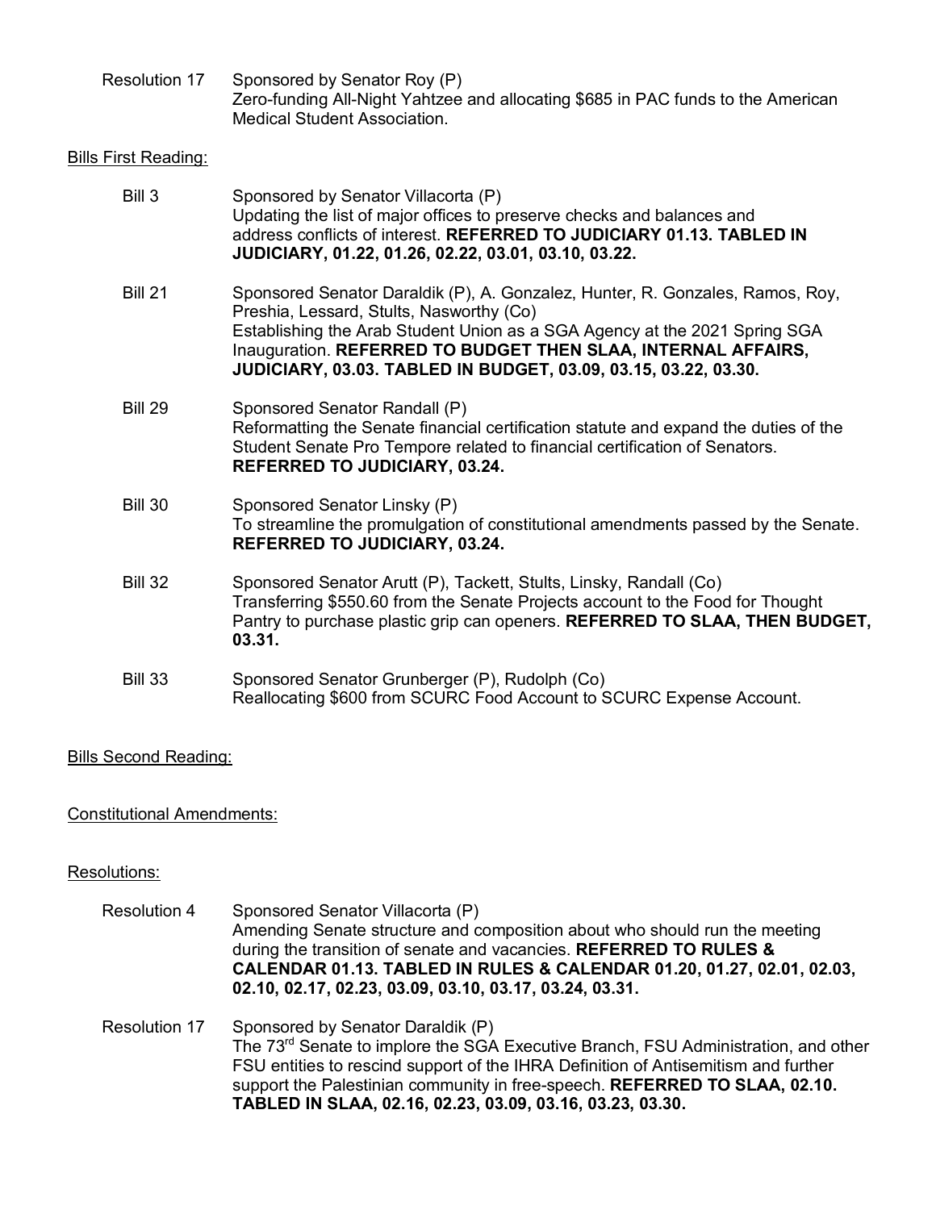Resolution 17 Sponsored by Senator Roy (P)
Zero-funding All-Night Yahtzee and allocating $685 in PAC funds to the American Medical Student Association.

Bills First Reading:

Bill 3 Sponsored by Senator Villacorta (P)
Updating the list of major offices to preserve checks and balances and address conflicts of interest. **REFERRED TO JUDICIARY 01.13. TABLED IN JUDICIARY, 01.22, 01.26, 02.22, 03.01, 03.10, 03.22.**

Bill 21 Sponsored Senator Daraldik (P), A. Gonzalez, Hunter, R. Gonzales, Ramos, Roy, Preshia, Lessard, Stults, Nasworthy (Co)
Establishing the Arab Student Union as a SGA Agency at the 2021 Spring SGA Inauguration. **REFERRED TO BUDGET THEN SLAA, INTERNAL AFFAIRS, JUDICIARY, 03.03. TABLED IN BUDGET, 03.09, 03.15, 03.22, 03.30.**

Bill 29 Sponsored Senator Randall (P)
Reformatting the Senate financial certification statute and expand the duties of the Student Senate Pro Tempore related to financial certification of Senators. **REFERRED TO JUDICIARY, 03.24.**

Bill 30 Sponsored Senator Linsky (P)
To streamline the promulgation of constitutional amendments passed by the Senate. **REFERRED TO JUDICIARY, 03.24.**

Bill 32 Sponsored Senator Arutt (P), Tackett, Stults, Linsky, Randall (Co)
Transferring $550.60 from the Senate Projects account to the Food for Thought Pantry to purchase plastic grip can openers. **REFERRED TO SLAA, THEN BUDGET, 03.31.**

Bill 33 Sponsored Senator Grunberger (P), Rudolph (Co)
Reallocating $600 from SCURC Food Account to SCURC Expense Account.

Bills Second Reading:

Constitutional Amendments:

Resolutions:

Resolution 4 Sponsored Senator Villacorta (P)
Amending Senate structure and composition about who should run the meeting during the transition of senate and vacancies. **REFERRED TO RULES & CALENDAR 01.13. TABLED IN RULES & CALENDAR 01.20, 01.27, 02.01, 02.03, 02.10, 02.17, 02.23, 03.09, 03.10, 03.17, 03.24, 03.31.**

Resolution 17 Sponsored by Senator Daraldik (P)
The 73rd Senate to implore the SGA Executive Branch, FSU Administration, and other FSU entities to rescind support of the IHRA Definition of Antisemitism and further support the Palestinian community in free-speech. **REFERRED TO SLAA, 02.10. TABLED IN SLAA, 02.16, 02.23, 03.09, 03.16, 03.23, 03.30.**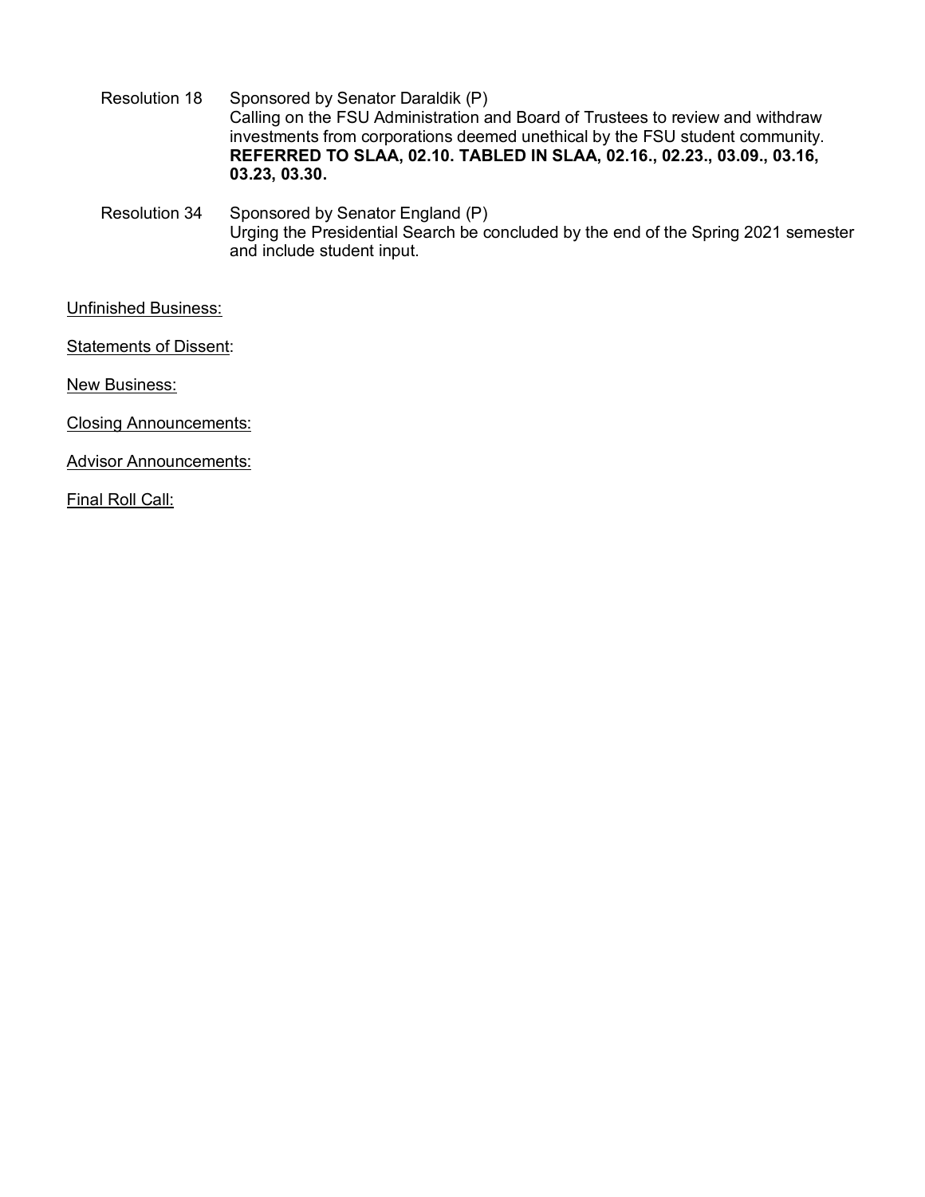Resolution 18 Sponsored by Senator Daraldik (P)
Calling on the FSU Administration and Board of Trustees to review and withdraw investments from corporations deemed unethical by the FSU student community.
**REFERRED TO SLAA, 02.10. TABLED IN SLAA, 02.16., 02.23., 03.09., 03.16, 03.23, 03.30.**

Resolution 34 Sponsored by Senator England (P)
Urging the Presidential Search be concluded by the end of the Spring 2021 semester and include student input.

Unfinished Business:

Statements of Dissent:

New Business:

Closing Announcements:

Advisor Announcements:

Final Roll Call: